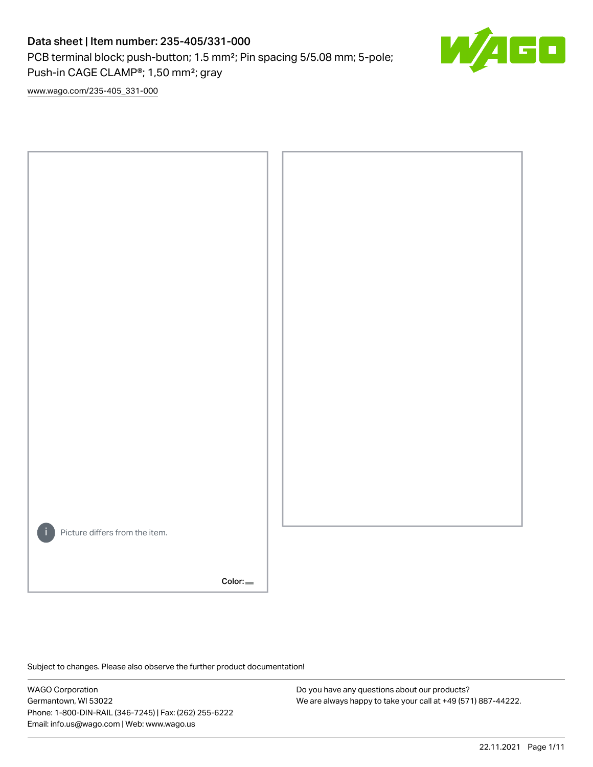# Data sheet | Item number: 235-405/331-000

PCB terminal block; push-button; 1.5 mm²; Pin spacing 5/5.08 mm; 5-pole; Push-in CAGE CLAMP®; 1,50 mm²; gray

www.wago.com/235-405_331-000

Picture differs from the item.

Color:

Subject to changes. Please also observe the further product documentation!

WAGO Corporation
Germantown, WI 53022
Phone: 1-800-DIN-RAIL (346-7245) | Fax: (262) 255-6222
Email: info.us@wago.com | Web: www.wago.us

Do you have any questions about our products?
We are always happy to take your call at +49 (571) 887-44222.

22.11.2021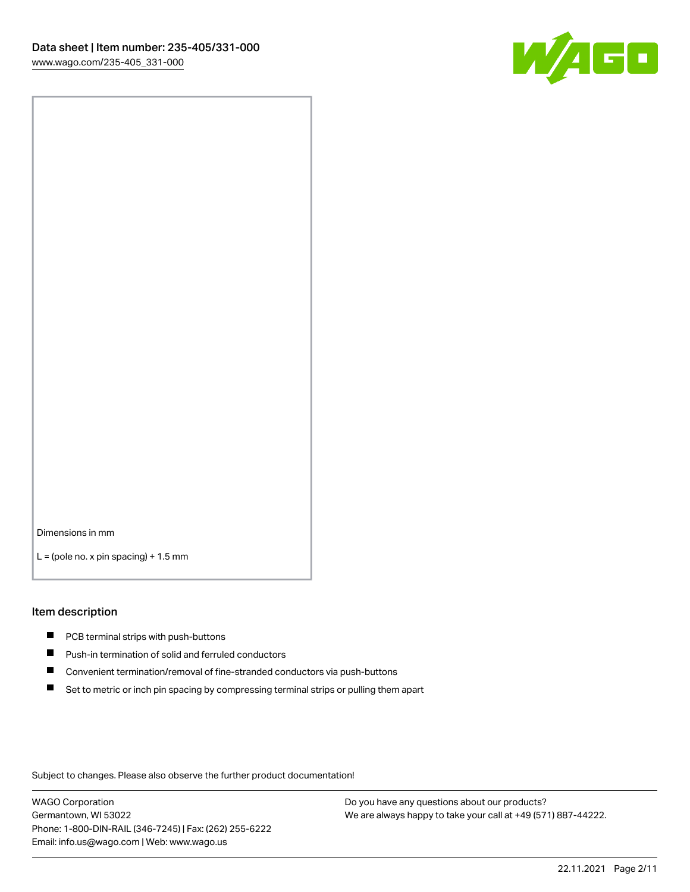Dimensions in mm

L = (pole no. x pin spacing) + 1.5 mm

## Item description

- PCB terminal strips with push-buttons
- Push-in termination of solid and ferruled conductors
- Convenient termination/removal of fine-stranded conductors via push-buttons
- Set to metric or inch pin spacing by compressing terminal strips or pulling them apart

Subject to changes. Please also observe the further product documentation!

WAGO Corporation
Germantown, WI 53022
Phone: 1-800-DIN-RAIL (346-7245) | Fax: (262) 255-6222
Email: info.us@wago.com | Web: www.wago.us

Do you have any questions about our products?
We are always happy to take your call at +49 (571) 887-44222.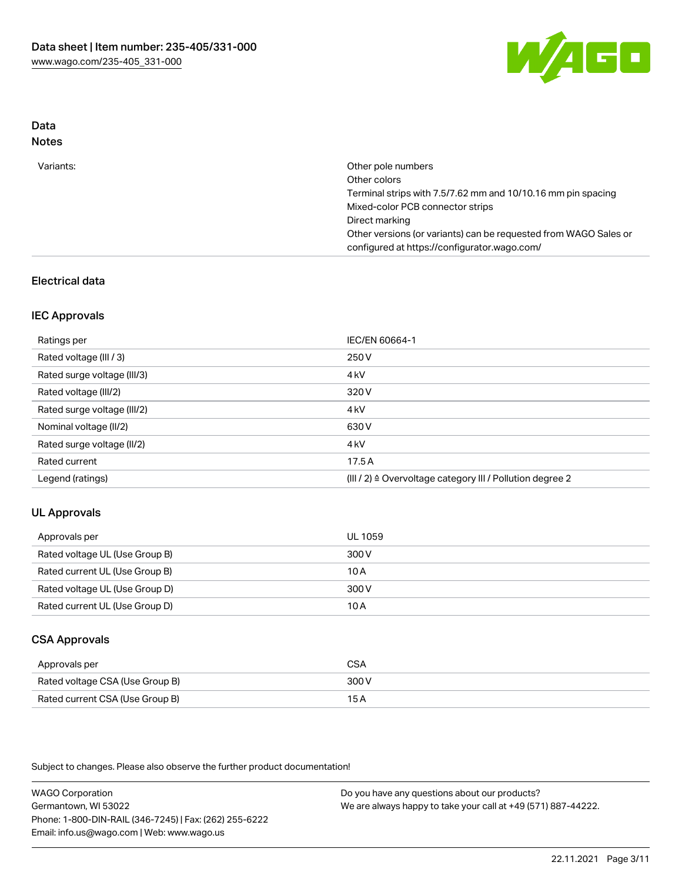## Data
### Notes

| | |
|---|---|
| Variants: | Other pole numbers<br>Other colors<br>Terminal strips with 7.5/7.62 mm and 10/10.16 mm pin spacing<br>Mixed-color PCB connector strips<br>Direct marking<br>Other versions (or variants) can be requested from WAGO Sales or configured at https://configurator.wago.com/ |

## Electrical data

### IEC Approvals

| | |
|---|---|
| Ratings per | IEC/EN 60664-1 |
| Rated voltage (III / 3) | 250 V |
| Rated surge voltage (III/3) | 4 kV |
| Rated voltage (III/2) | 320 V |
| Rated surge voltage (III/2) | 4 kV |
| Nominal voltage (II/2) | 630 V |
| Rated surge voltage (II/2) | 4 kV |
| Rated current | 17.5 A |
| Legend (ratings) | (III / 2) ≙ Overvoltage category III / Pollution degree 2 |

### UL Approvals

| | |
|---|---|
| Approvals per | UL 1059 |
| Rated voltage UL (Use Group B) | 300 V |
| Rated current UL (Use Group B) | 10 A |
| Rated voltage UL (Use Group D) | 300 V |
| Rated current UL (Use Group D) | 10 A |

### CSA Approvals

| | |
|---|---|
| Approvals per | CSA |
| Rated voltage CSA (Use Group B) | 300 V |
| Rated current CSA (Use Group B) | 15 A |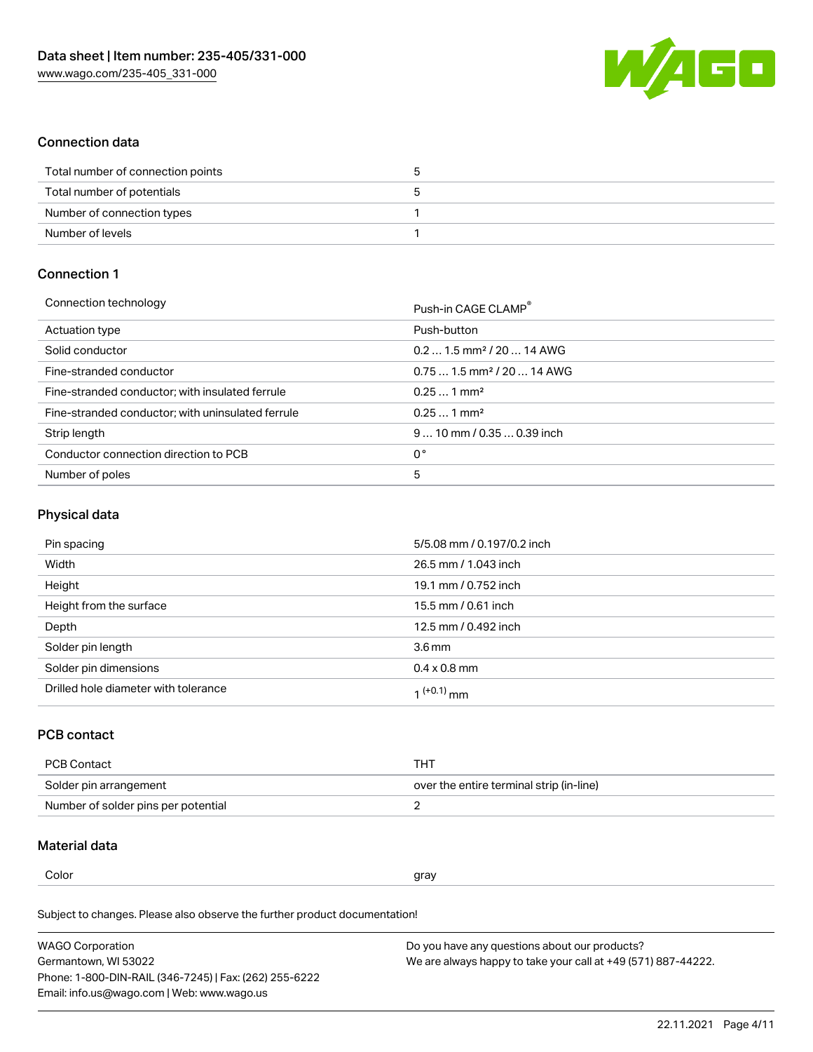## Connection data

| | |
|---|---|
| Total number of connection points | 5 |
| Total number of potentials | 5 |
| Number of connection types | 1 |
| Number of levels | 1 |

## Connection 1

| | |
|---|---|
| Connection technology | Push-in CAGE CLAMP® |
| Actuation type | Push-button |
| Solid conductor | 0.2 … 1.5 mm² / 20 … 14 AWG |
| Fine-stranded conductor | 0.75 … 1.5 mm² / 20 … 14 AWG |
| Fine-stranded conductor; with insulated ferrule | 0.25 … 1 mm² |
| Fine-stranded conductor; with uninsulated ferrule | 0.25 … 1 mm² |
| Strip length | 9 … 10 mm / 0.35 … 0.39 inch |
| Conductor connection direction to PCB | 0° |
| Number of poles | 5 |

## Physical data

| | |
|---|---|
| Pin spacing | 5/5.08 mm / 0.197/0.2 inch |
| Width | 26.5 mm / 1.043 inch |
| Height | 19.1 mm / 0.752 inch |
| Height from the surface | 15.5 mm / 0.61 inch |
| Depth | 12.5 mm / 0.492 inch |
| Solder pin length | 3.6 mm |
| Solder pin dimensions | 0.4 x 0.8 mm |
| Drilled hole diameter with tolerance | $1^{(+0.1)}$ mm |

## PCB contact

| | |
|---|---|
| PCB Contact | THT |
| Solder pin arrangement | over the entire terminal strip (in-line) |
| Number of solder pins per potential | 2 |

## Material data

| | |
|---|---|
| Color | gray |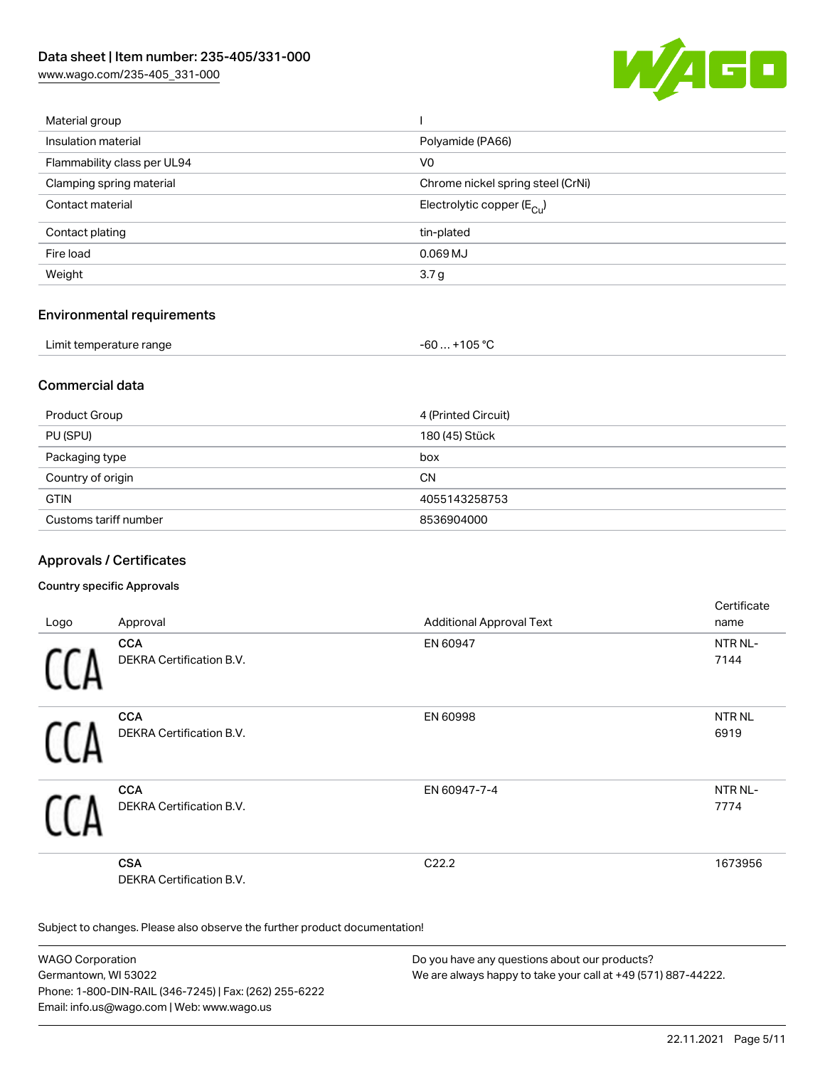| | |
|---|---|
| Material group | I |
| Insulation material | Polyamide (PA66) |
| Flammability class per UL94 | V0 |
| Clamping spring material | Chrome nickel spring steel (CrNi) |
| Contact material | Electrolytic copper ($E_{Cu}$) |
| Contact plating | tin-plated |
| Fire load | 0.069 MJ |
| Weight | 3.7 g |

## Environmental requirements

| | |
|---|---|
| Limit temperature range | -60 … +105 °C |

## Commercial data

| | |
|---|---|
| Product Group | 4 (Printed Circuit) |
| PU (SPU) | 180 (45) Stück |
| Packaging type | box |
| Country of origin | CN |
| GTIN | 4055143258753 |
| Customs tariff number | 8536904000 |

## Approvals / Certificates

### Country specific Approvals

| Logo | Approval | Additional Approval Text | Certificate name |
|---|---|---|---|
| CCA | **CCA**<br>DEKRA Certification B.V. | EN 60947 | NTR NL-7144 |
| CCA | **CCA**<br>DEKRA Certification B.V. | EN 60998 | NTR NL 6919 |
| CCA | **CCA**<br>DEKRA Certification B.V. | EN 60947-7-4 | NTR NL-7774 |
| | **CSA**<br>DEKRA Certification B.V. | C22.2 | 1673956 |

Subject to changes. Please also observe the further product documentation!

WAGO Corporation
Germantown, WI 53022
Phone: 1-800-DIN-RAIL (346-7245) | Fax: (262) 255-6222
Email: info.us@wago.com | Web: www.wago.us

Do you have any questions about our products?
We are always happy to take your call at +49 (571) 887-44222.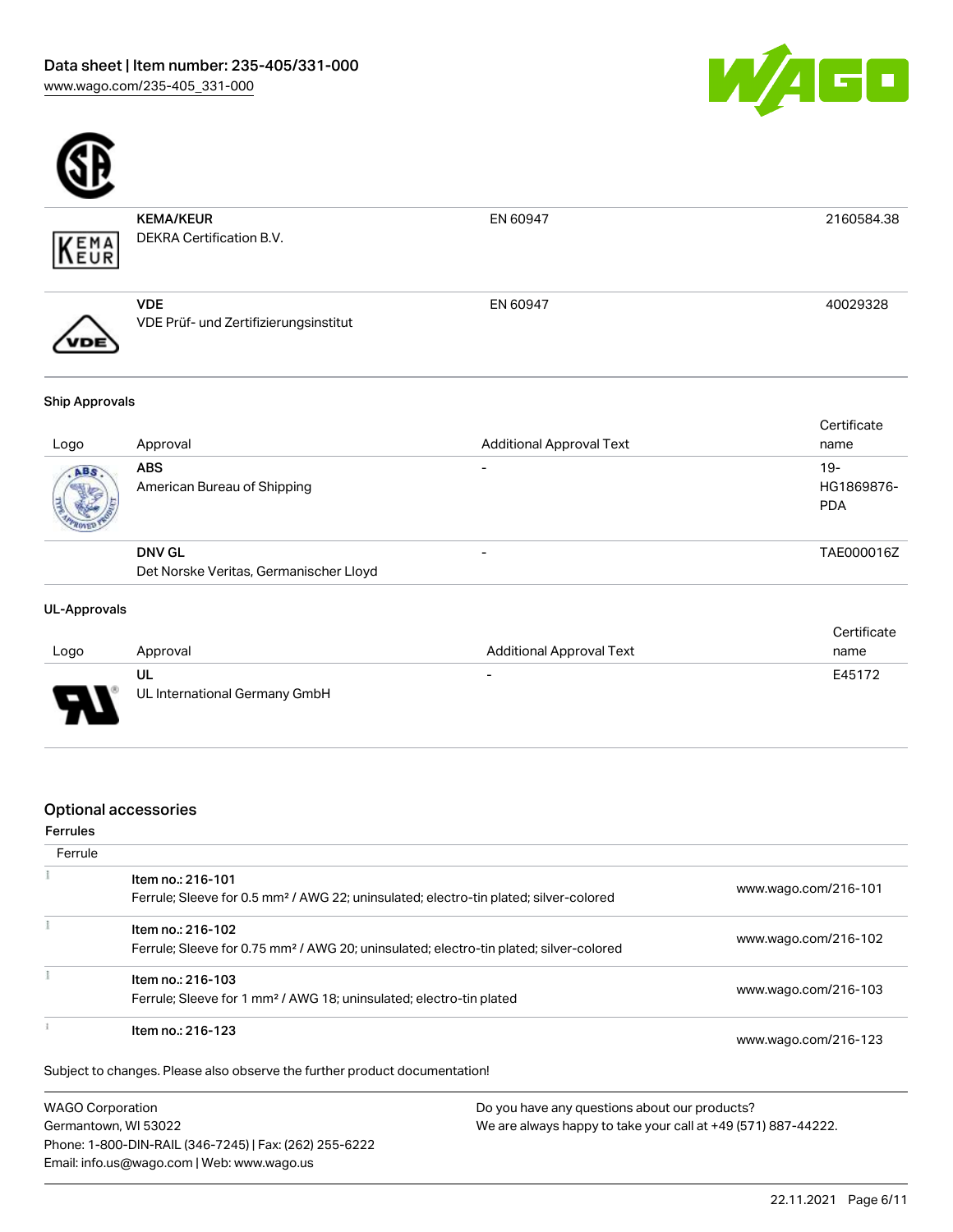| | | | |
|---|---|---|---|
| | **KEMA/KEUR**<br>DEKRA Certification B.V. | EN 60947 | 2160584.38 |
| | **VDE**<br>VDE Prüf- und Zertifizierungsinstitut | EN 60947 | 40029328 |

**Ship Approvals**

| Logo | Approval | Additional Approval Text | Certificate name |
|---|---|---|---|
| | **ABS**<br>American Bureau of Shipping | - | 19-HG1869876-PDA |
| | **DNV GL**<br>Det Norske Veritas, Germanischer Lloyd | - | TAE000016Z |

**UL-Approvals**

| Logo | Approval | Additional Approval Text | Certificate name |
|---|---|---|---|
| | **UL**<br>UL International Germany GmbH | - | E45172 |

## Optional accessories

**Ferrules**

| Ferrule | | |
|---|---|---|
| | Item no.: 216-101<br>Ferrule; Sleeve for 0.5 mm² / AWG 22; uninsulated; electro-tin plated; silver-colored | www.wago.com/216-101 |
| | Item no.: 216-102<br>Ferrule; Sleeve for 0.75 mm² / AWG 20; uninsulated; electro-tin plated; silver-colored | www.wago.com/216-102 |
| | Item no.: 216-103<br>Ferrule; Sleeve for 1 mm² / AWG 18; uninsulated; electro-tin plated | www.wago.com/216-103 |
| | Item no.: 216-123 | www.wago.com/216-123 |

Subject to changes. Please also observe the further product documentation!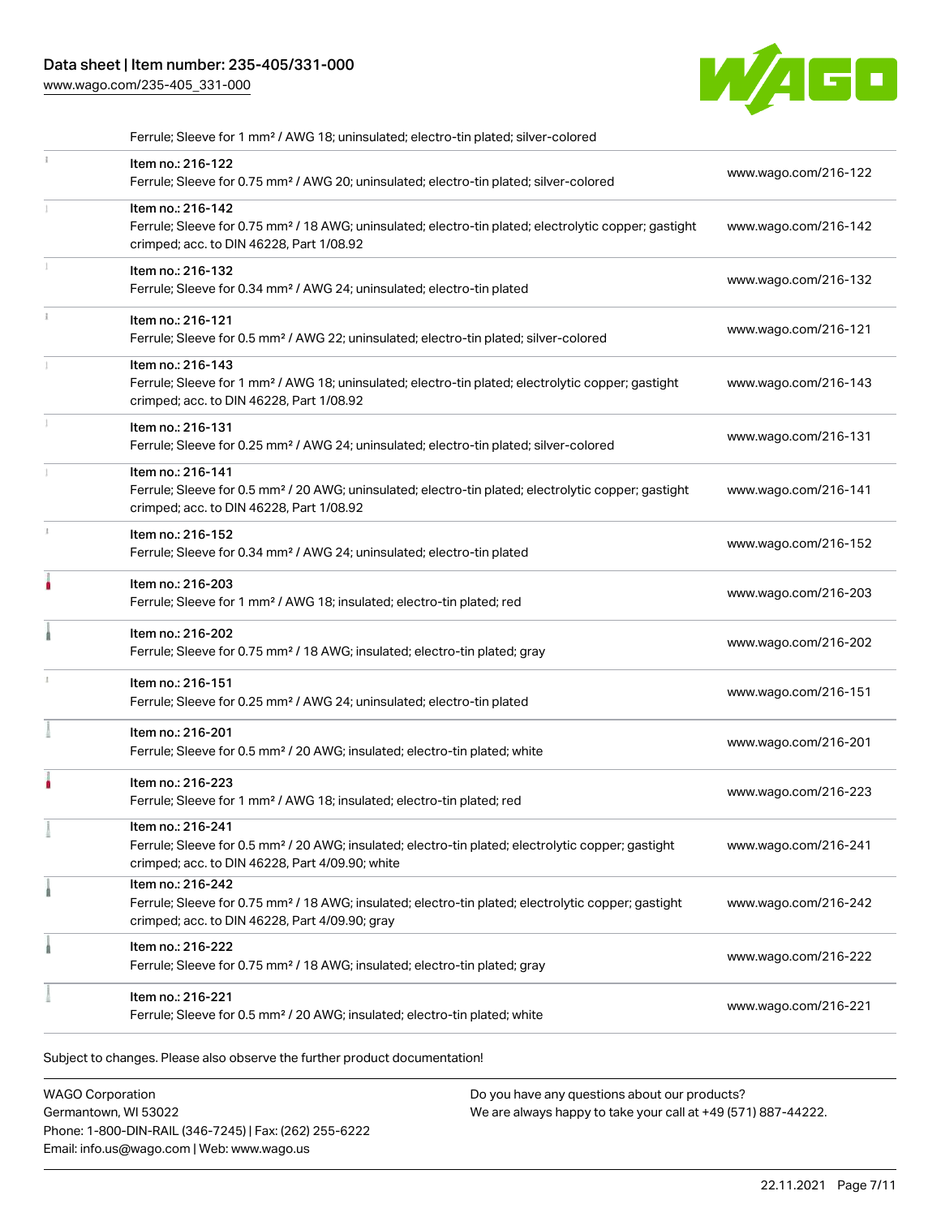Ferrule; Sleeve for 1 mm² / AWG 18; uninsulated; electro-tin plated; silver-colored

| | | |
|---|---|---|
| | Item no.: 216-122<br>Ferrule; Sleeve for 0.75 mm² / AWG 20; uninsulated; electro-tin plated; silver-colored | www.wago.com/216-122 |
| | Item no.: 216-142<br>Ferrule; Sleeve for 0.75 mm² / 18 AWG; uninsulated; electro-tin plated; electrolytic copper; gastight crimped; acc. to DIN 46228, Part 1/08.92 | www.wago.com/216-142 |
| | Item no.: 216-132<br>Ferrule; Sleeve for 0.34 mm² / AWG 24; uninsulated; electro-tin plated | www.wago.com/216-132 |
| | Item no.: 216-121<br>Ferrule; Sleeve for 0.5 mm² / AWG 22; uninsulated; electro-tin plated; silver-colored | www.wago.com/216-121 |
| | Item no.: 216-143<br>Ferrule; Sleeve for 1 mm² / AWG 18; uninsulated; electro-tin plated; electrolytic copper; gastight crimped; acc. to DIN 46228, Part 1/08.92 | www.wago.com/216-143 |
| | Item no.: 216-131<br>Ferrule; Sleeve for 0.25 mm² / AWG 24; uninsulated; electro-tin plated; silver-colored | www.wago.com/216-131 |
| | Item no.: 216-141<br>Ferrule; Sleeve for 0.5 mm² / 20 AWG; uninsulated; electro-tin plated; electrolytic copper; gastight crimped; acc. to DIN 46228, Part 1/08.92 | www.wago.com/216-141 |
| | Item no.: 216-152<br>Ferrule; Sleeve for 0.34 mm² / AWG 24; uninsulated; electro-tin plated | www.wago.com/216-152 |
| | Item no.: 216-203<br>Ferrule; Sleeve for 1 mm² / AWG 18; insulated; electro-tin plated; red | www.wago.com/216-203 |
| | Item no.: 216-202<br>Ferrule; Sleeve for 0.75 mm² / 18 AWG; insulated; electro-tin plated; gray | www.wago.com/216-202 |
| | Item no.: 216-151<br>Ferrule; Sleeve for 0.25 mm² / AWG 24; uninsulated; electro-tin plated | www.wago.com/216-151 |
| | Item no.: 216-201<br>Ferrule; Sleeve for 0.5 mm² / 20 AWG; insulated; electro-tin plated; white | www.wago.com/216-201 |
| | Item no.: 216-223<br>Ferrule; Sleeve for 1 mm² / AWG 18; insulated; electro-tin plated; red | www.wago.com/216-223 |
| | Item no.: 216-241<br>Ferrule; Sleeve for 0.5 mm² / 20 AWG; insulated; electro-tin plated; electrolytic copper; gastight crimped; acc. to DIN 46228, Part 4/09.90; white | www.wago.com/216-241 |
| | Item no.: 216-242<br>Ferrule; Sleeve for 0.75 mm² / 18 AWG; insulated; electro-tin plated; electrolytic copper; gastight crimped; acc. to DIN 46228, Part 4/09.90; gray | www.wago.com/216-242 |
| | Item no.: 216-222<br>Ferrule; Sleeve for 0.75 mm² / 18 AWG; insulated; electro-tin plated; gray | www.wago.com/216-222 |
| | Item no.: 216-221<br>Ferrule; Sleeve for 0.5 mm² / 20 AWG; insulated; electro-tin plated; white | www.wago.com/216-221 |

Subject to changes. Please also observe the further product documentation!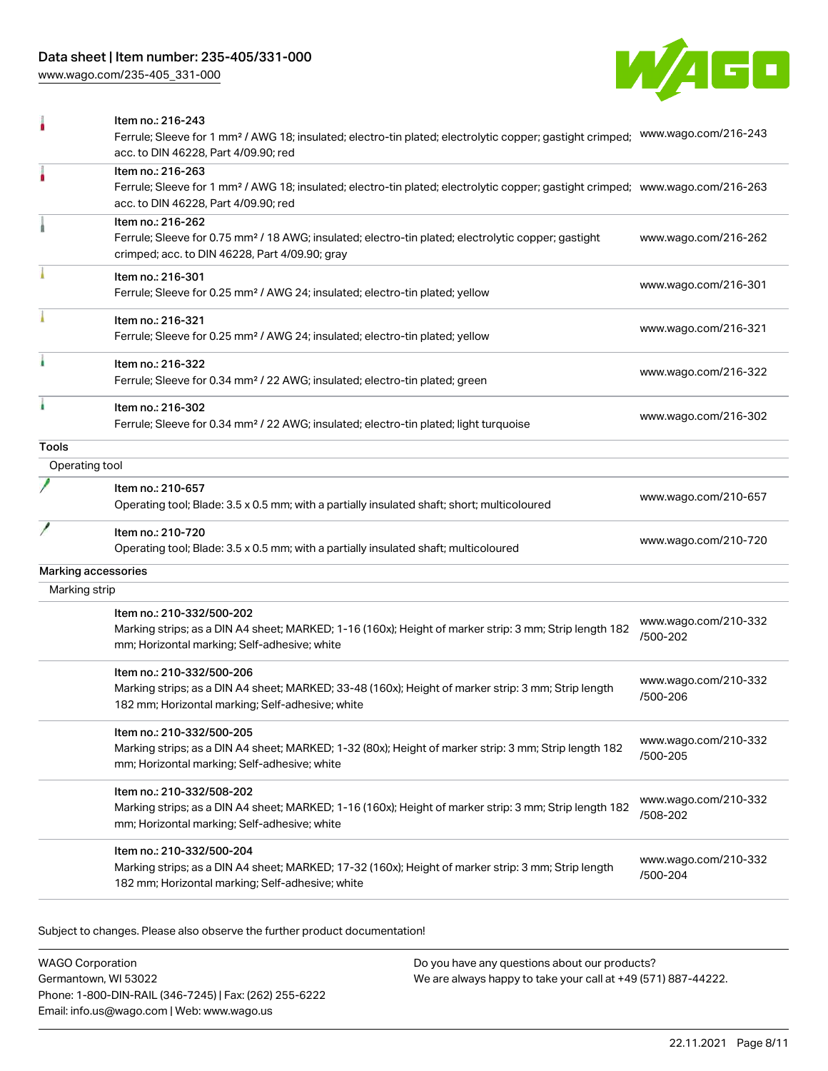| | | |
|---|---|---|
| | Item no.: 216-243<br>Ferrule; Sleeve for 1 mm² / AWG 18; insulated; electro-tin plated; electrolytic copper; gastight crimped; acc. to DIN 46228, Part 4/09.90; red | www.wago.com/216-243 |
| | Item no.: 216-263<br>Ferrule; Sleeve for 1 mm² / AWG 18; insulated; electro-tin plated; electrolytic copper; gastight crimped; acc. to DIN 46228, Part 4/09.90; red | www.wago.com/216-263 |
| | Item no.: 216-262<br>Ferrule; Sleeve for 0.75 mm² / 18 AWG; insulated; electro-tin plated; electrolytic copper; gastight crimped; acc. to DIN 46228, Part 4/09.90; gray | www.wago.com/216-262 |
| | Item no.: 216-301<br>Ferrule; Sleeve for 0.25 mm² / AWG 24; insulated; electro-tin plated; yellow | www.wago.com/216-301 |
| | Item no.: 216-321<br>Ferrule; Sleeve for 0.25 mm² / AWG 24; insulated; electro-tin plated; yellow | www.wago.com/216-321 |
| | Item no.: 216-322<br>Ferrule; Sleeve for 0.34 mm² / 22 AWG; insulated; electro-tin plated; green | www.wago.com/216-322 |
| | Item no.: 216-302<br>Ferrule; Sleeve for 0.34 mm² / 22 AWG; insulated; electro-tin plated; light turquoise | www.wago.com/216-302 |

**Tools**

Operating tool

| | | |
|---|---|---|
| | Item no.: 210-657<br>Operating tool; Blade: 3.5 x 0.5 mm; with a partially insulated shaft; short; multicoloured | www.wago.com/210-657 |
| | Item no.: 210-720<br>Operating tool; Blade: 3.5 x 0.5 mm; with a partially insulated shaft; multicoloured | www.wago.com/210-720 |

**Marking accessories**

Marking strip

| | | |
|---|---|---|
| | Item no.: 210-332/500-202<br>Marking strips; as a DIN A4 sheet; MARKED; 1-16 (160x); Height of marker strip: 3 mm; Strip length 182 mm; Horizontal marking; Self-adhesive; white | www.wago.com/210-332/500-202 |
| | Item no.: 210-332/500-206<br>Marking strips; as a DIN A4 sheet; MARKED; 33-48 (160x); Height of marker strip: 3 mm; Strip length 182 mm; Horizontal marking; Self-adhesive; white | www.wago.com/210-332/500-206 |
| | Item no.: 210-332/500-205<br>Marking strips; as a DIN A4 sheet; MARKED; 1-32 (80x); Height of marker strip: 3 mm; Strip length 182 mm; Horizontal marking; Self-adhesive; white | www.wago.com/210-332/500-205 |
| | Item no.: 210-332/508-202<br>Marking strips; as a DIN A4 sheet; MARKED; 1-16 (160x); Height of marker strip: 3 mm; Strip length 182 mm; Horizontal marking; Self-adhesive; white | www.wago.com/210-332/508-202 |
| | Item no.: 210-332/500-204<br>Marking strips; as a DIN A4 sheet; MARKED; 17-32 (160x); Height of marker strip: 3 mm; Strip length 182 mm; Horizontal marking; Self-adhesive; white | www.wago.com/210-332/500-204 |

Subject to changes. Please also observe the further product documentation!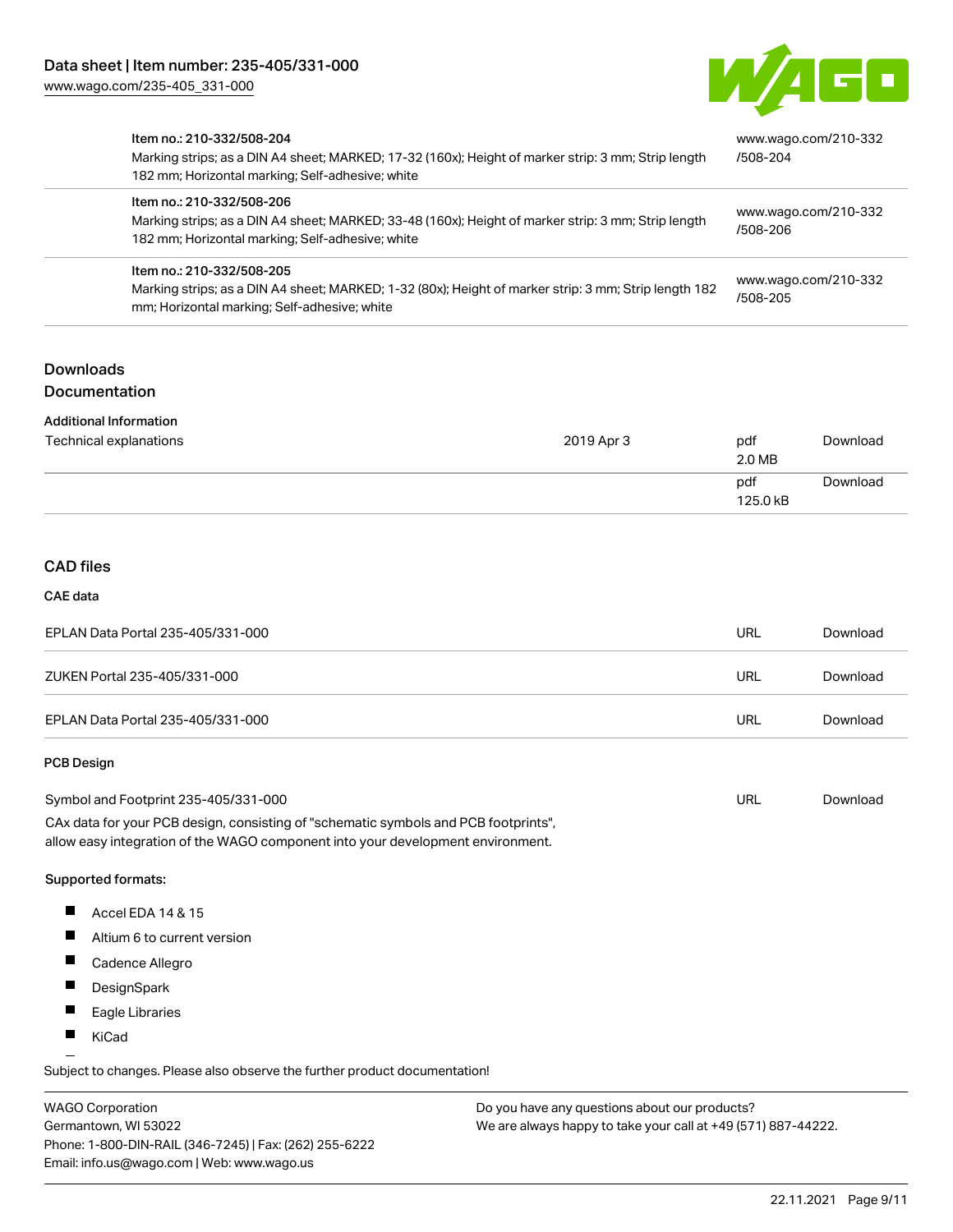| | |
|---|---|
| Item no.: 210-332/508-204<br>Marking strips; as a DIN A4 sheet; MARKED; 17-32 (160x); Height of marker strip: 3 mm; Strip length 182 mm; Horizontal marking; Self-adhesive; white | www.wago.com/210-332/508-204 |
| Item no.: 210-332/508-206<br>Marking strips; as a DIN A4 sheet; MARKED; 33-48 (160x); Height of marker strip: 3 mm; Strip length 182 mm; Horizontal marking; Self-adhesive; white | www.wago.com/210-332/508-206 |
| Item no.: 210-332/508-205<br>Marking strips; as a DIN A4 sheet; MARKED; 1-32 (80x); Height of marker strip: 3 mm; Strip length 182 mm; Horizontal marking; Self-adhesive; white | www.wago.com/210-332/508-205 |

## Downloads

## Documentation

### Additional Information

| | | | |
|---|---|---|---|
| Technical explanations | 2019 Apr 3 | pdf<br>2.0 MB | Download |
| | | pdf<br>125.0 kB | Download |

## CAD files

### CAE data

| | | |
|---|---|---|
| EPLAN Data Portal 235-405/331-000 | URL | Download |
| ZUKEN Portal 235-405/331-000 | URL | Download |
| EPLAN Data Portal 235-405/331-000 | URL | Download |

### PCB Design

| | | |
|---|---|---|
| Symbol and Footprint 235-405/331-000 | URL | Download |

CAx data for your PCB design, consisting of "schematic symbols and PCB footprints", allow easy integration of the WAGO component into your development environment.

**Supported formats:**

- Accel EDA 14 & 15
- Altium 6 to current version
- Cadence Allegro
- DesignSpark
- Eagle Libraries
- KiCad

Subject to changes. Please also observe the further product documentation!

WAGO Corporation
Germantown, WI 53022
Phone: 1-800-DIN-RAIL (346-7245) | Fax: (262) 255-6222
Email: info.us@wago.com | Web: www.wago.us

Do you have any questions about our products?
We are always happy to take your call at +49 (571) 887-44222.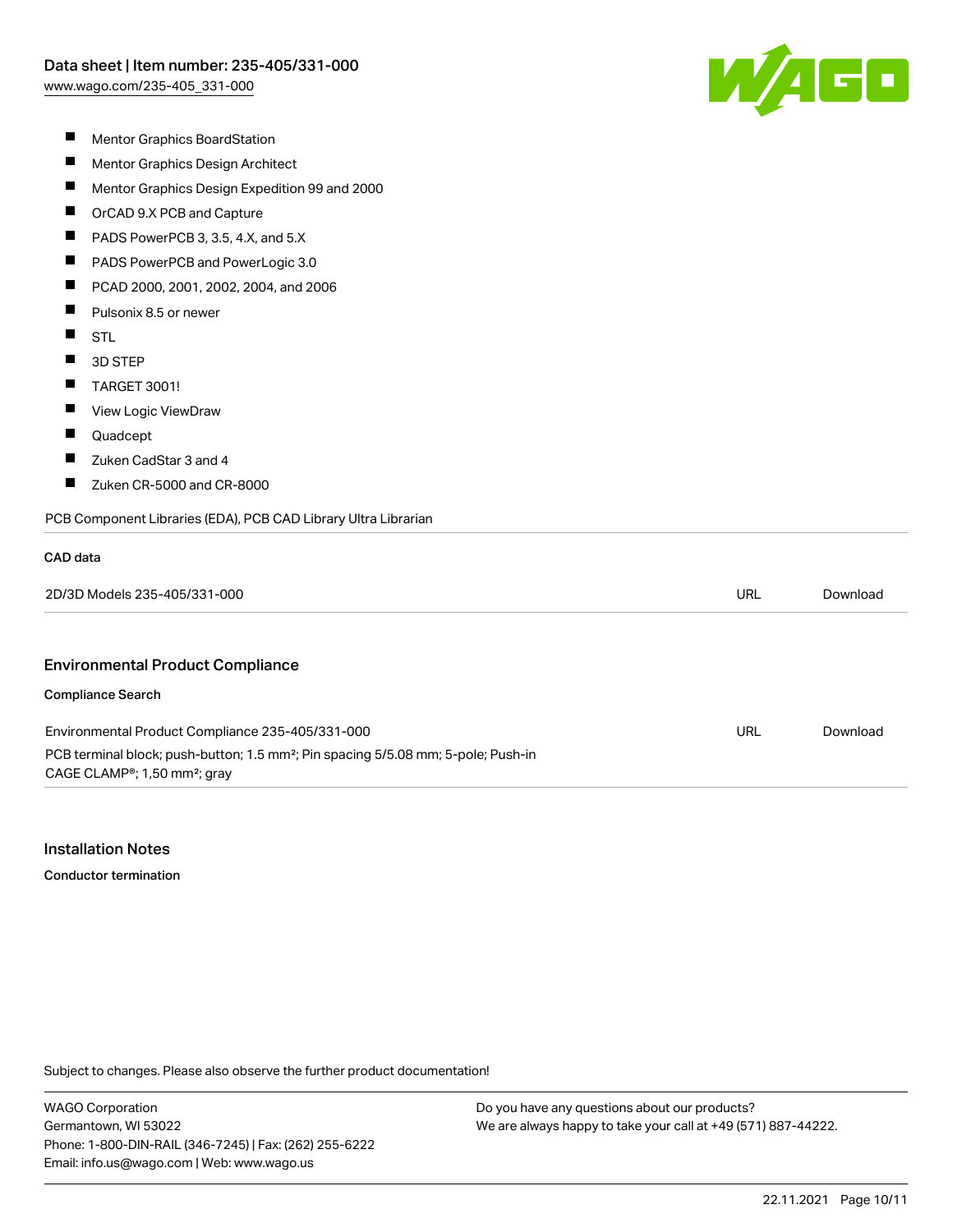- Mentor Graphics BoardStation
- Mentor Graphics Design Architect
- Mentor Graphics Design Expedition 99 and 2000
- OrCAD 9.X PCB and Capture
- PADS PowerPCB 3, 3.5, 4.X, and 5.X
- PADS PowerPCB and PowerLogic 3.0
- PCAD 2000, 2001, 2002, 2004, and 2006
- Pulsonix 8.5 or newer
- STL
- 3D STEP
- TARGET 3001!
- View Logic ViewDraw
- Quadcept
- Zuken CadStar 3 and 4
- Zuken CR-5000 and CR-8000

PCB Component Libraries (EDA), PCB CAD Library Ultra Librarian

**CAD data**

| | | |
|---|---|---|
| 2D/3D Models 235-405/331-000 | URL | Download |

## Environmental Product Compliance

**Compliance Search**

| | | |
|---|---|---|
| Environmental Product Compliance 235-405/331-000<br>PCB terminal block; push-button; 1.5 mm²; Pin spacing 5/5.08 mm; 5-pole; Push-in CAGE CLAMP®; 1,50 mm²; gray | URL | Download |

## Installation Notes

**Conductor termination**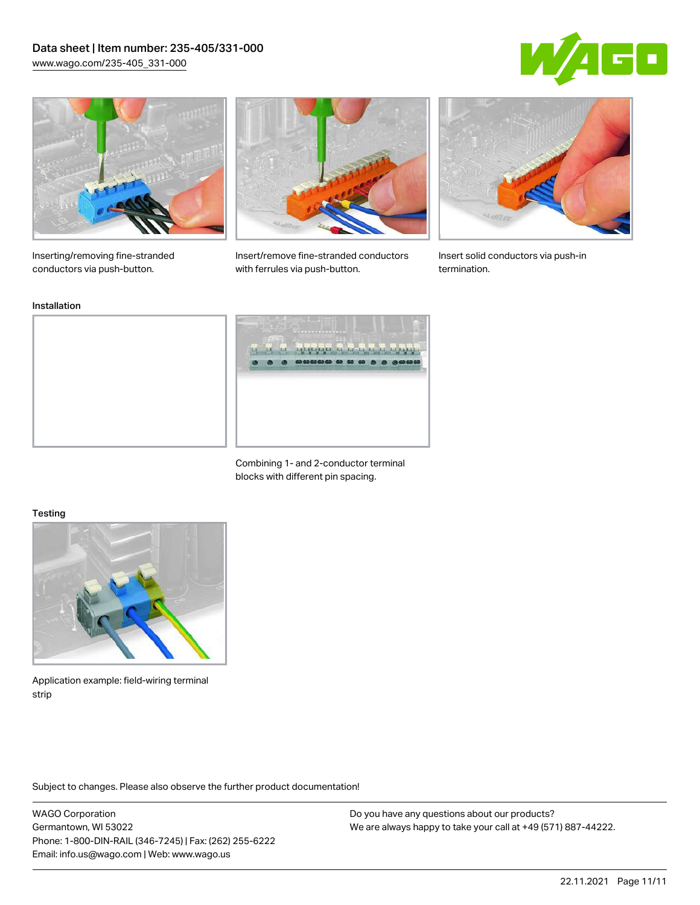Inserting/removing fine-stranded conductors via push-button.

Insert/remove fine-stranded conductors with ferrules via push-button.

Insert solid conductors via push-in termination.

Installation

Combining 1- and 2-conductor terminal blocks with different pin spacing.

Testing

Application example: field-wiring terminal strip

Subject to changes. Please also observe the further product documentation!

WAGO Corporation
Germantown, WI 53022
Phone: 1-800-DIN-RAIL (346-7245) | Fax: (262) 255-6222
Email: info.us@wago.com | Web: www.wago.us

Do you have any questions about our products?
We are always happy to take your call at +49 (571) 887-44222.